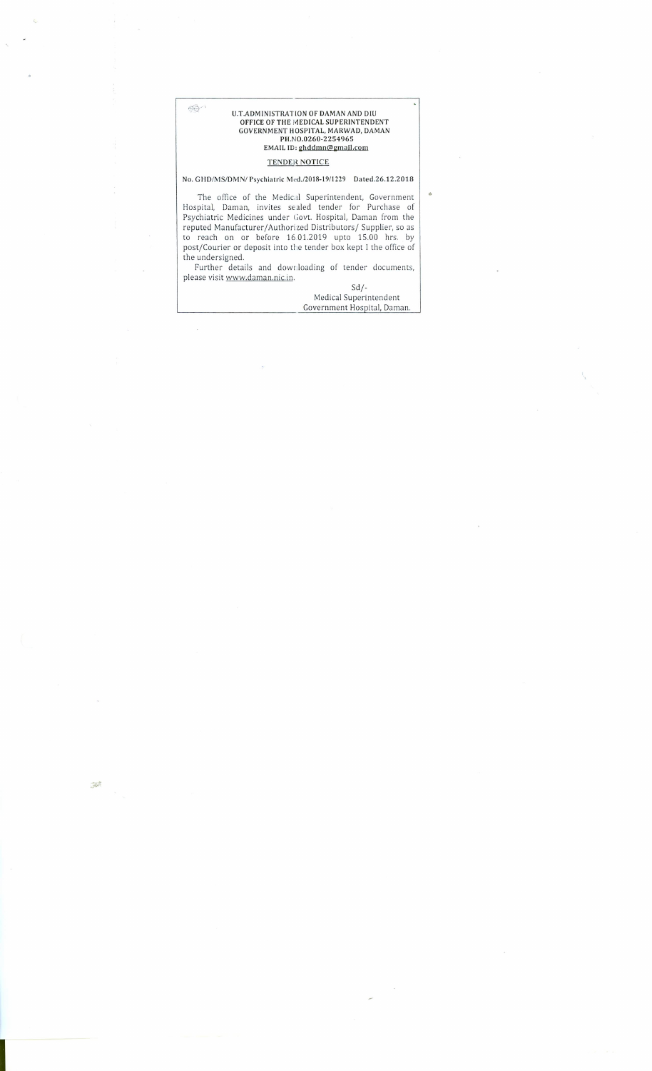**U.T.ADMINISTRATION OF DAMAN AND DIU**
**OFFICE OF THE MEDICAL SUPERINTENDENT**
**GOVERNMENT HOSPITAL, MARWAD, DAMAN**
**PH.NO.0260-2254965**
**EMAIL ID: ghddmn@gmail.com**

## TENDER NOTICE

**No. GHD/MS/DMN/ Psychiatric Med./2018-19/1229 Dated.26.12.2018**

The office of the Medical Superintendent, Government Hospital, Daman, invites sealed tender for Purchase of Psychiatric Medicines under Govt. Hospital, Daman from the reputed Manufacturer/Authorized Distributors/ Supplier, so as to reach on or before 16.01.2019 upto 15.00 hrs. by post/Courier or deposit into the tender box kept I the office of the undersigned.

Further details and downloading of tender documents, please visit www.daman.nic.in.

Sd/-
Medical Superintendent
Government Hospital, Daman.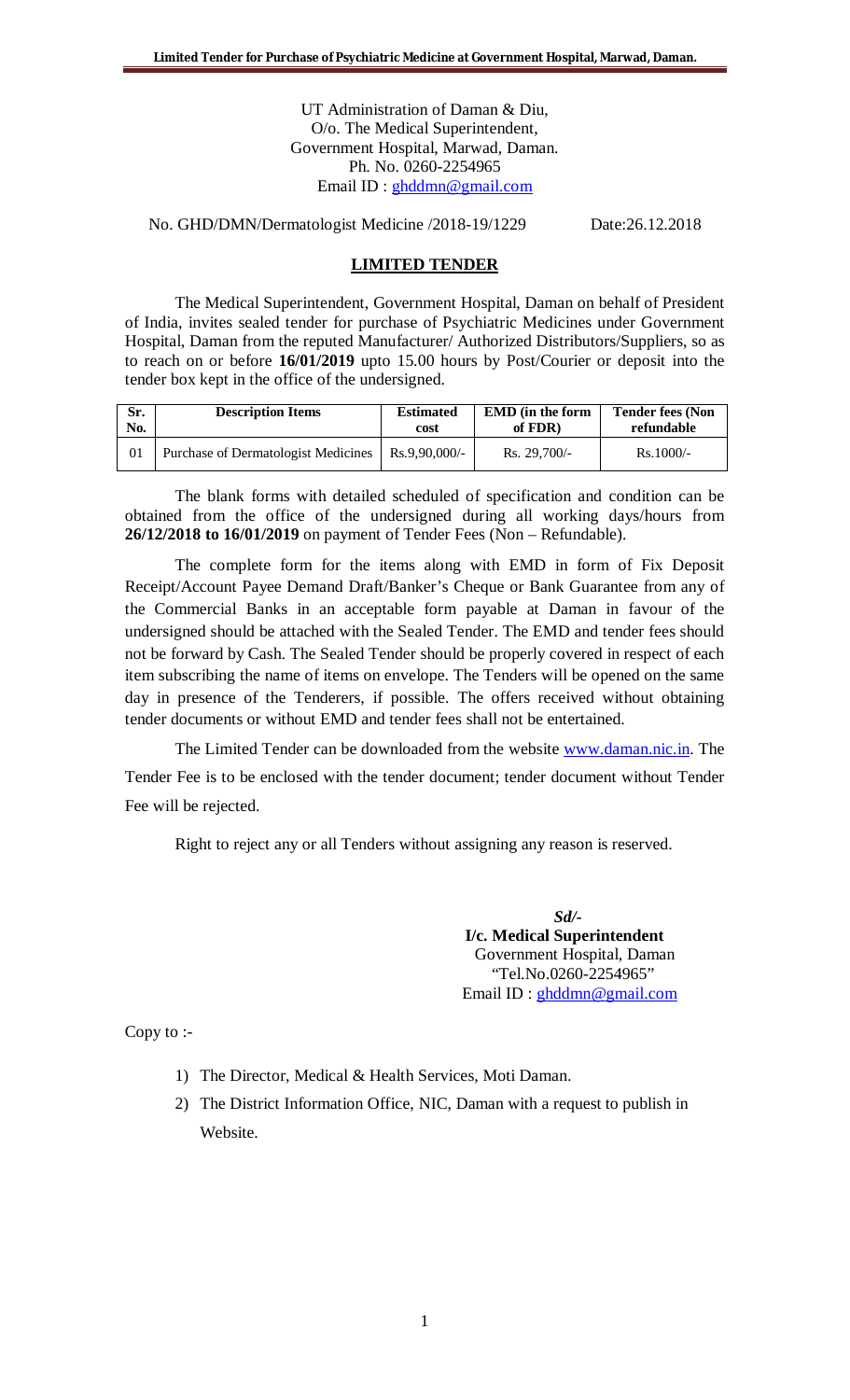UT Administration of Daman & Diu,
O/o. The Medical Superintendent,
Government Hospital, Marwad, Daman.
Ph. No. 0260-2254965
Email ID : ghddmn@gmail.com

No. GHD/DMN/Dermatologist Medicine /2018-19/1229 Date:26.12.2018

## LIMITED TENDER

The Medical Superintendent, Government Hospital, Daman on behalf of President of India, invites sealed tender for purchase of Psychiatric Medicines under Government Hospital, Daman from the reputed Manufacturer/ Authorized Distributors/Suppliers, so as to reach on or before **16/01/2019** upto 15.00 hours by Post/Courier or deposit into the tender box kept in the office of the undersigned.

| Sr. No. | Description Items | Estimated cost | EMD (in the form of FDR) | Tender fees (Non refundable |
|---|---|---|---|---|
| 01 | Purchase of Dermatologist Medicines | Rs.9,90,000/- | Rs. 29,700/- | Rs.1000/- |

The blank forms with detailed scheduled of specification and condition can be obtained from the office of the undersigned during all working days/hours from **26/12/2018 to 16/01/2019** on payment of Tender Fees (Non – Refundable).

The complete form for the items along with EMD in form of Fix Deposit Receipt/Account Payee Demand Draft/Banker's Cheque or Bank Guarantee from any of the Commercial Banks in an acceptable form payable at Daman in favour of the undersigned should be attached with the Sealed Tender. The EMD and tender fees should not be forward by Cash. The Sealed Tender should be properly covered in respect of each item subscribing the name of items on envelope. The Tenders will be opened on the same day in presence of the Tenderers, if possible. The offers received without obtaining tender documents or without EMD and tender fees shall not be entertained.

The Limited Tender can be downloaded from the website www.daman.nic.in. The Tender Fee is to be enclosed with the tender document; tender document without Tender Fee will be rejected.

Right to reject any or all Tenders without assigning any reason is reserved.

*Sd/-*
**I/c. Medical Superintendent**
Government Hospital, Daman
"Tel.No.0260-2254965"
Email ID : ghddmn@gmail.com

Copy to :-

1) The Director, Medical & Health Services, Moti Daman.
2) The District Information Office, NIC, Daman with a request to publish in Website.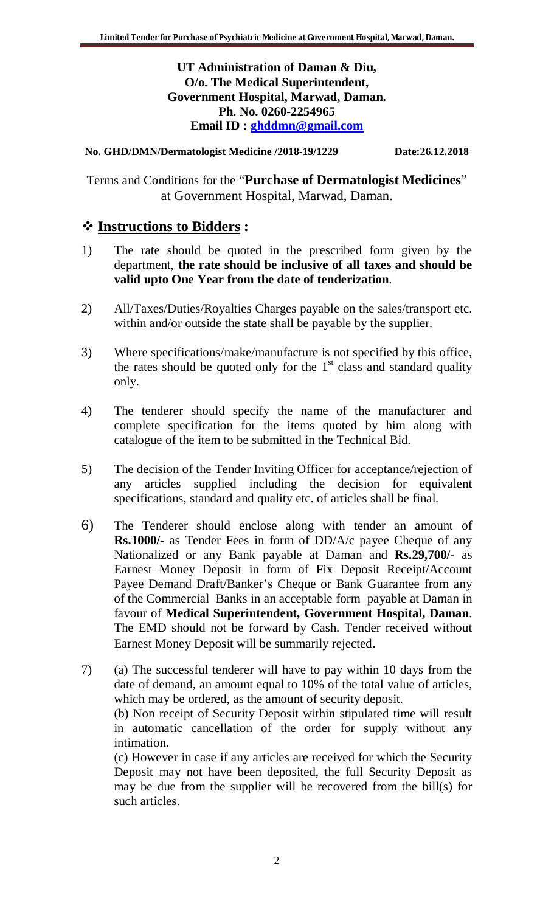**UT Administration of Daman & Diu,**
**O/o. The Medical Superintendent,**
**Government Hospital, Marwad, Daman.**
**Ph. No. 0260-2254965**
**Email ID : ghddmn@gmail.com**

**No. GHD/DMN/Dermatologist Medicine /2018-19/1229** **Date:26.12.2018**

Terms and Conditions for the "**Purchase of Dermatologist Medicines**" at Government Hospital, Marwad, Daman.

## ❖ Instructions to Bidders :

1) The rate should be quoted in the prescribed form given by the department, **the rate should be inclusive of all taxes and should be valid upto One Year from the date of tenderization**.

2) All/Taxes/Duties/Royalties Charges payable on the sales/transport etc. within and/or outside the state shall be payable by the supplier.

3) Where specifications/make/manufacture is not specified by this office, the rates should be quoted only for the 1st class and standard quality only.

4) The tenderer should specify the name of the manufacturer and complete specification for the items quoted by him along with catalogue of the item to be submitted in the Technical Bid.

5) The decision of the Tender Inviting Officer for acceptance/rejection of any articles supplied including the decision for equivalent specifications, standard and quality etc. of articles shall be final.

6) The Tenderer should enclose along with tender an amount of **Rs.1000/-** as Tender Fees in form of DD/A/c payee Cheque of any Nationalized or any Bank payable at Daman and **Rs.29,700/-** as Earnest Money Deposit in form of Fix Deposit Receipt/Account Payee Demand Draft/Banker's Cheque or Bank Guarantee from any of the Commercial Banks in an acceptable form payable at Daman in favour of **Medical Superintendent, Government Hospital, Daman**. The EMD should not be forward by Cash. Tender received without Earnest Money Deposit will be summarily rejected.

7) (a) The successful tenderer will have to pay within 10 days from the date of demand, an amount equal to 10% of the total value of articles, which may be ordered, as the amount of security deposit.

   (b) Non receipt of Security Deposit within stipulated time will result in automatic cancellation of the order for supply without any intimation.

   (c) However in case if any articles are received for which the Security Deposit may not have been deposited, the full Security Deposit as may be due from the supplier will be recovered from the bill(s) for such articles.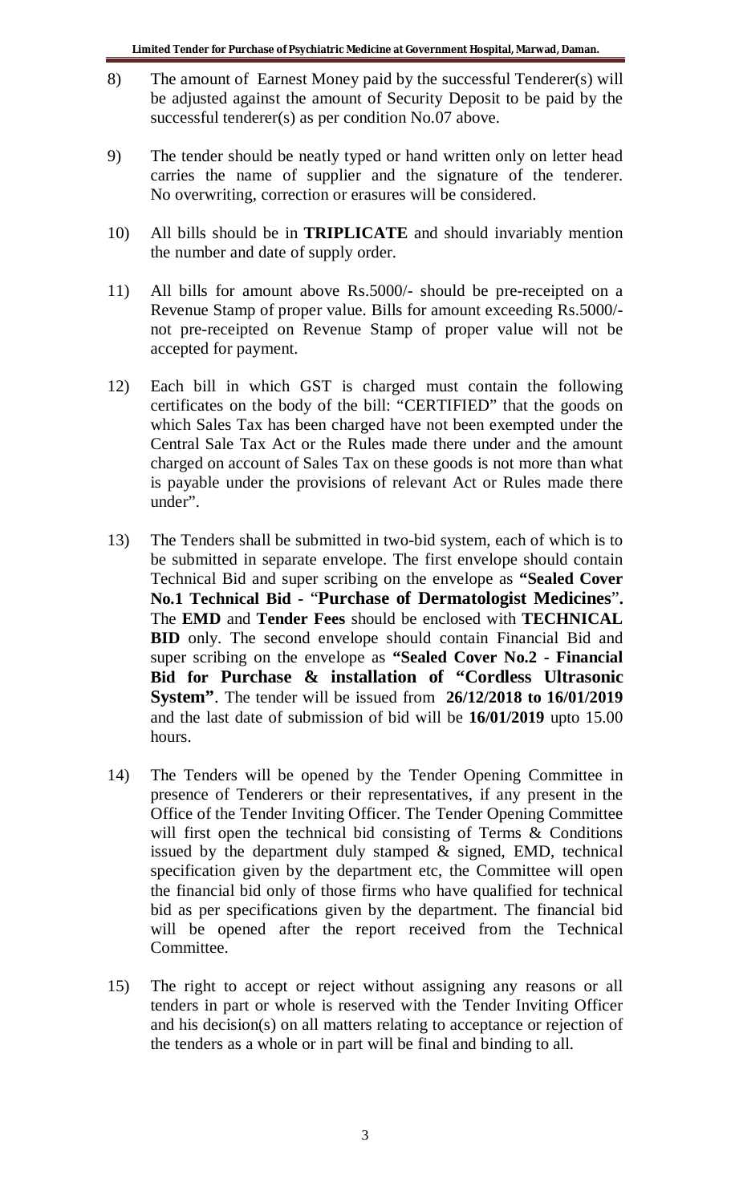8) The amount of Earnest Money paid by the successful Tenderer(s) will be adjusted against the amount of Security Deposit to be paid by the successful tenderer(s) as per condition No.07 above.

9) The tender should be neatly typed or hand written only on letter head carries the name of supplier and the signature of the tenderer. No overwriting, correction or erasures will be considered.

10) All bills should be in **TRIPLICATE** and should invariably mention the number and date of supply order.

11) All bills for amount above Rs.5000/- should be pre-receipted on a Revenue Stamp of proper value. Bills for amount exceeding Rs.5000/- not pre-receipted on Revenue Stamp of proper value will not be accepted for payment.

12) Each bill in which GST is charged must contain the following certificates on the body of the bill: "CERTIFIED" that the goods on which Sales Tax has been charged have not been exempted under the Central Sale Tax Act or the Rules made there under and the amount charged on account of Sales Tax on these goods is not more than what is payable under the provisions of relevant Act or Rules made there under".

13) The Tenders shall be submitted in two-bid system, each of which is to be submitted in separate envelope. The first envelope should contain Technical Bid and super scribing on the envelope as **"Sealed Cover No.1 Technical Bid - "Purchase of Dermatologist Medicines".** The **EMD** and **Tender Fees** should be enclosed with **TECHNICAL BID** only. The second envelope should contain Financial Bid and super scribing on the envelope as **"Sealed Cover No.2 - Financial Bid for Purchase & installation of "Cordless Ultrasonic System"**. The tender will be issued from **26/12/2018 to 16/01/2019** and the last date of submission of bid will be **16/01/2019** upto 15.00 hours.

14) The Tenders will be opened by the Tender Opening Committee in presence of Tenderers or their representatives, if any present in the Office of the Tender Inviting Officer. The Tender Opening Committee will first open the technical bid consisting of Terms & Conditions issued by the department duly stamped & signed, EMD, technical specification given by the department etc, the Committee will open the financial bid only of those firms who have qualified for technical bid as per specifications given by the department. The financial bid will be opened after the report received from the Technical Committee.

15) The right to accept or reject without assigning any reasons or all tenders in part or whole is reserved with the Tender Inviting Officer and his decision(s) on all matters relating to acceptance or rejection of the tenders as a whole or in part will be final and binding to all.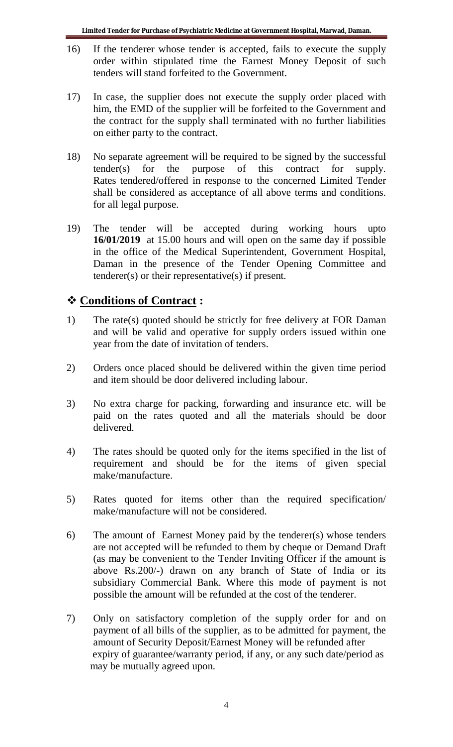16) If the tenderer whose tender is accepted, fails to execute the supply order within stipulated time the Earnest Money Deposit of such tenders will stand forfeited to the Government.

17) In case, the supplier does not execute the supply order placed with him, the EMD of the supplier will be forfeited to the Government and the contract for the supply shall terminated with no further liabilities on either party to the contract.

18) No separate agreement will be required to be signed by the successful tender(s) for the purpose of this contract for supply. Rates tendered/offered in response to the concerned Limited Tender shall be considered as acceptance of all above terms and conditions. for all legal purpose.

19) The tender will be accepted during working hours upto **16/01/2019** at 15.00 hours and will open on the same day if possible in the office of the Medical Superintendent, Government Hospital, Daman in the presence of the Tender Opening Committee and tenderer(s) or their representative(s) if present.

## ❖ **Conditions of Contract :**

1) The rate(s) quoted should be strictly for free delivery at FOR Daman and will be valid and operative for supply orders issued within one year from the date of invitation of tenders.

2) Orders once placed should be delivered within the given time period and item should be door delivered including labour.

3) No extra charge for packing, forwarding and insurance etc. will be paid on the rates quoted and all the materials should be door delivered.

4) The rates should be quoted only for the items specified in the list of requirement and should be for the items of given special make/manufacture.

5) Rates quoted for items other than the required specification/ make/manufacture will not be considered.

6) The amount of Earnest Money paid by the tenderer(s) whose tenders are not accepted will be refunded to them by cheque or Demand Draft (as may be convenient to the Tender Inviting Officer if the amount is above Rs.200/-) drawn on any branch of State of India or its subsidiary Commercial Bank. Where this mode of payment is not possible the amount will be refunded at the cost of the tenderer.

7) Only on satisfactory completion of the supply order for and on payment of all bills of the supplier, as to be admitted for payment, the amount of Security Deposit/Earnest Money will be refunded after expiry of guarantee/warranty period, if any, or any such date/period as may be mutually agreed upon.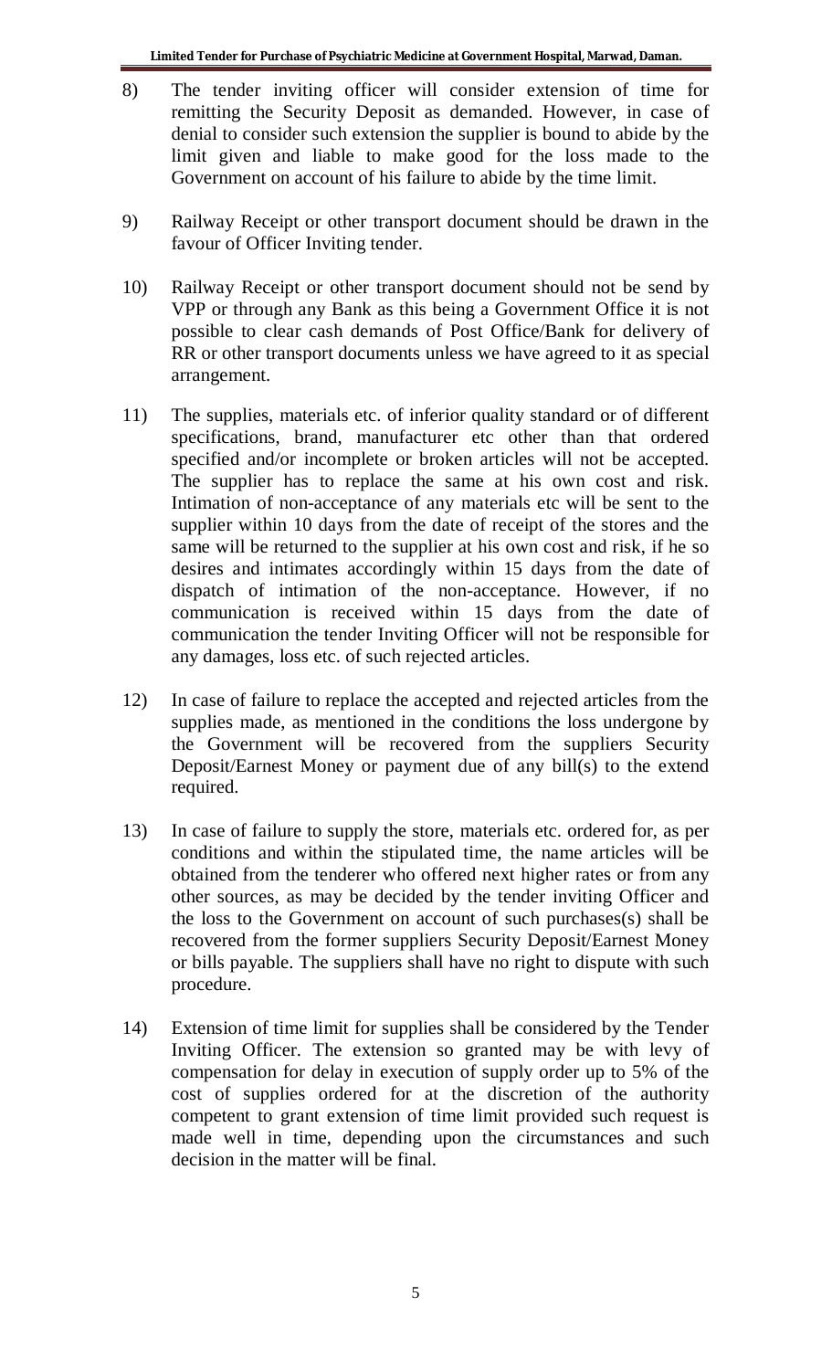8) The tender inviting officer will consider extension of time for remitting the Security Deposit as demanded. However, in case of denial to consider such extension the supplier is bound to abide by the limit given and liable to make good for the loss made to the Government on account of his failure to abide by the time limit.

9) Railway Receipt or other transport document should be drawn in the favour of Officer Inviting tender.

10) Railway Receipt or other transport document should not be send by VPP or through any Bank as this being a Government Office it is not possible to clear cash demands of Post Office/Bank for delivery of RR or other transport documents unless we have agreed to it as special arrangement.

11) The supplies, materials etc. of inferior quality standard or of different specifications, brand, manufacturer etc other than that ordered specified and/or incomplete or broken articles will not be accepted. The supplier has to replace the same at his own cost and risk. Intimation of non-acceptance of any materials etc will be sent to the supplier within 10 days from the date of receipt of the stores and the same will be returned to the supplier at his own cost and risk, if he so desires and intimates accordingly within 15 days from the date of dispatch of intimation of the non-acceptance. However, if no communication is received within 15 days from the date of communication the tender Inviting Officer will not be responsible for any damages, loss etc. of such rejected articles.

12) In case of failure to replace the accepted and rejected articles from the supplies made, as mentioned in the conditions the loss undergone by the Government will be recovered from the suppliers Security Deposit/Earnest Money or payment due of any bill(s) to the extend required.

13) In case of failure to supply the store, materials etc. ordered for, as per conditions and within the stipulated time, the name articles will be obtained from the tenderer who offered next higher rates or from any other sources, as may be decided by the tender inviting Officer and the loss to the Government on account of such purchases(s) shall be recovered from the former suppliers Security Deposit/Earnest Money or bills payable. The suppliers shall have no right to dispute with such procedure.

14) Extension of time limit for supplies shall be considered by the Tender Inviting Officer. The extension so granted may be with levy of compensation for delay in execution of supply order up to 5% of the cost of supplies ordered for at the discretion of the authority competent to grant extension of time limit provided such request is made well in time, depending upon the circumstances and such decision in the matter will be final.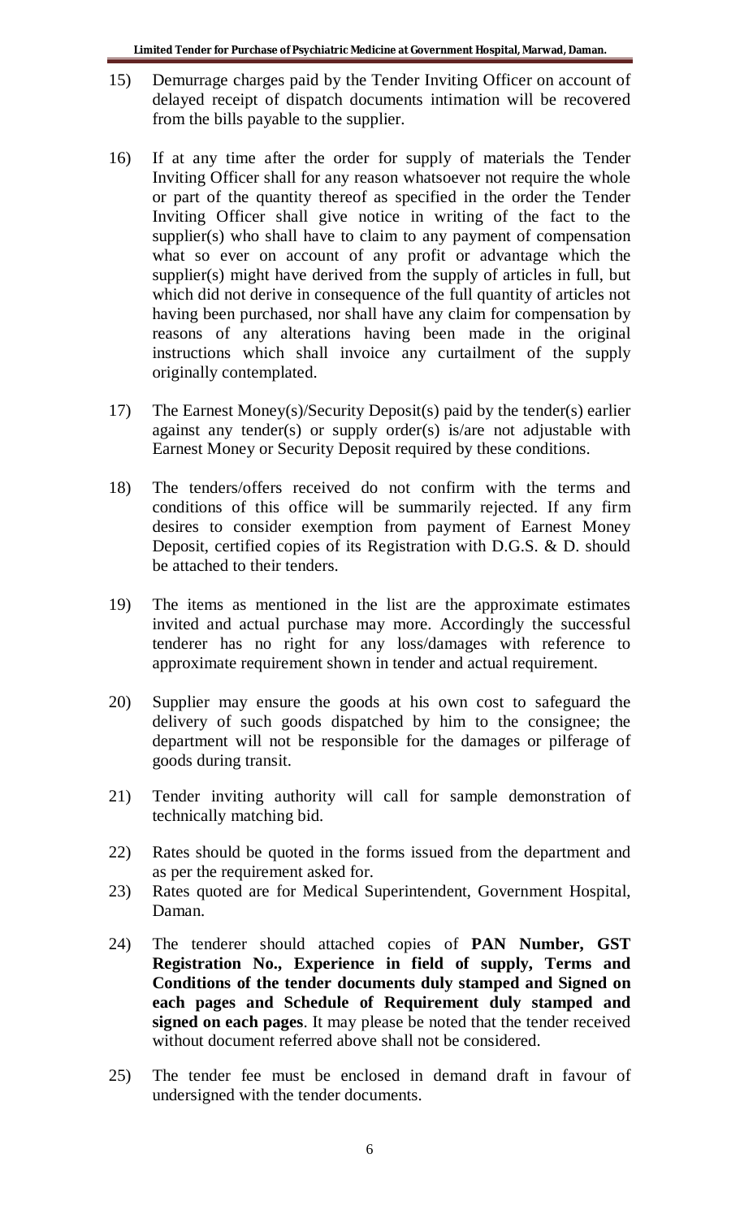15) Demurrage charges paid by the Tender Inviting Officer on account of delayed receipt of dispatch documents intimation will be recovered from the bills payable to the supplier.

16) If at any time after the order for supply of materials the Tender Inviting Officer shall for any reason whatsoever not require the whole or part of the quantity thereof as specified in the order the Tender Inviting Officer shall give notice in writing of the fact to the supplier(s) who shall have to claim to any payment of compensation what so ever on account of any profit or advantage which the supplier(s) might have derived from the supply of articles in full, but which did not derive in consequence of the full quantity of articles not having been purchased, nor shall have any claim for compensation by reasons of any alterations having been made in the original instructions which shall invoice any curtailment of the supply originally contemplated.

17) The Earnest Money(s)/Security Deposit(s) paid by the tender(s) earlier against any tender(s) or supply order(s) is/are not adjustable with Earnest Money or Security Deposit required by these conditions.

18) The tenders/offers received do not confirm with the terms and conditions of this office will be summarily rejected. If any firm desires to consider exemption from payment of Earnest Money Deposit, certified copies of its Registration with D.G.S. & D. should be attached to their tenders.

19) The items as mentioned in the list are the approximate estimates invited and actual purchase may more. Accordingly the successful tenderer has no right for any loss/damages with reference to approximate requirement shown in tender and actual requirement.

20) Supplier may ensure the goods at his own cost to safeguard the delivery of such goods dispatched by him to the consignee; the department will not be responsible for the damages or pilferage of goods during transit.

21) Tender inviting authority will call for sample demonstration of technically matching bid.

22) Rates should be quoted in the forms issued from the department and as per the requirement asked for.

23) Rates quoted are for Medical Superintendent, Government Hospital, Daman.

24) The tenderer should attached copies of **PAN Number, GST Registration No., Experience in field of supply, Terms and Conditions of the tender documents duly stamped and Signed on each pages and Schedule of Requirement duly stamped and signed on each pages**. It may please be noted that the tender received without document referred above shall not be considered.

25) The tender fee must be enclosed in demand draft in favour of undersigned with the tender documents.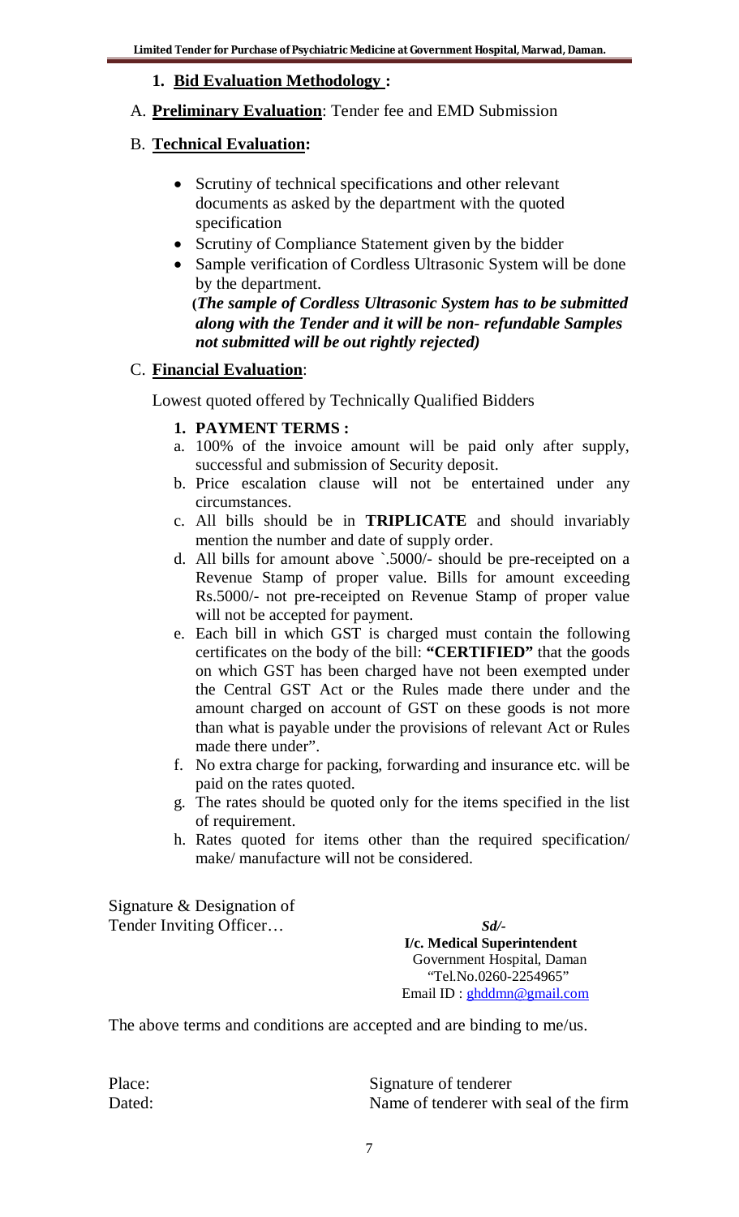## 1. Bid Evaluation Methodology :

A. **Preliminary Evaluation**: Tender fee and EMD Submission

B. **Technical Evaluation:**

- Scrutiny of technical specifications and other relevant documents as asked by the department with the quoted specification
- Scrutiny of Compliance Statement given by the bidder
- Sample verification of Cordless Ultrasonic System will be done by the department.

  ***(The sample of Cordless Ultrasonic System has to be submitted along with the Tender and it will be non- refundable Samples not submitted will be out rightly rejected)***

C. **Financial Evaluation**:

Lowest quoted offered by Technically Qualified Bidders

**1. PAYMENT TERMS :**

a. 100% of the invoice amount will be paid only after supply, successful and submission of Security deposit.
b. Price escalation clause will not be entertained under any circumstances.
c. All bills should be in **TRIPLICATE** and should invariably mention the number and date of supply order.
d. All bills for amount above `.5000/- should be pre-receipted on a Revenue Stamp of proper value. Bills for amount exceeding Rs.5000/- not pre-receipted on Revenue Stamp of proper value will not be accepted for payment.
e. Each bill in which GST is charged must contain the following certificates on the body of the bill: **"CERTIFIED"** that the goods on which GST has been charged have not been exempted under the Central GST Act or the Rules made there under and the amount charged on account of GST on these goods is not more than what is payable under the provisions of relevant Act or Rules made there under".
f. No extra charge for packing, forwarding and insurance etc. will be paid on the rates quoted.
g. The rates should be quoted only for the items specified in the list of requirement.
h. Rates quoted for items other than the required specification/ make/ manufacture will not be considered.

Signature & Designation of
Tender Inviting Officer…

***Sd/-***
**I/c. Medical Superintendent**
Government Hospital, Daman
"Tel.No.0260-2254965"
Email ID : ghddmn@gmail.com

The above terms and conditions are accepted and are binding to me/us.

Place: Signature of tenderer
Dated: Name of tenderer with seal of the firm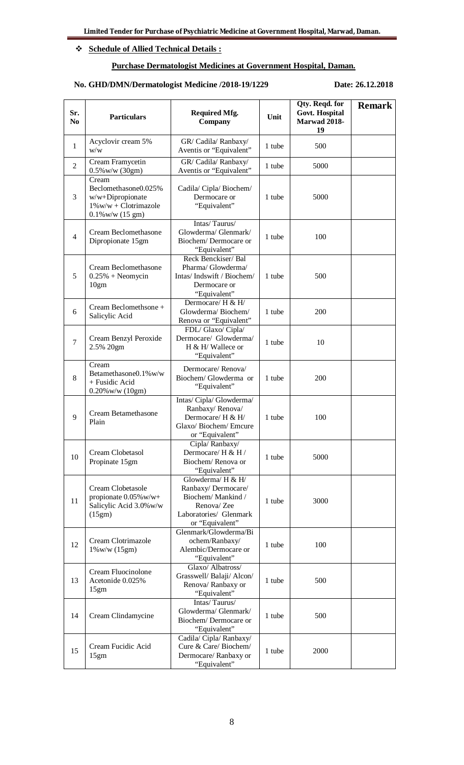- **Schedule of Allied Technical Details :**

**Purchase Dermatologist Medicines at Government Hospital, Daman.**

**No. GHD/DMN/Dermatologist Medicine /2018-19/1229** **Date: 26.12.2018**

| Sr. No | Particulars | Required Mfg. Company | Unit | Qty. Reqd. for Govt. Hospital Marwad 2018-19 | Remark |
|---|---|---|---|---|---|
| 1 | Acyclovir cream 5% w/w | GR/ Cadila/ Ranbaxy/ Aventis or "Equivalent" | 1 tube | 500 | |
| 2 | Cream Framycetin 0.5%w/w (30gm) | GR/ Cadila/ Ranbaxy/ Aventis or "Equivalent" | 1 tube | 5000 | |
| 3 | Cream Beclomethasone0.025% w/w+Dipropionate 1%w/w + Clotrimazole 0.1%w/w (15 gm) | Cadila/ Cipla/ Biochem/ Dermocare or "Equivalent" | 1 tube | 5000 | |
| 4 | Cream Beclomethasone Dipropionate 15gm | Intas/ Taurus/ Glowderma/ Glenmark/ Biochem/ Dermocare or "Equivalent" | 1 tube | 100 | |
| 5 | Cream Beclomethasone 0.25% + Neomycin 10gm | Reck Benckiser/ Bal Pharma/ Glowderma/ Intas/ Indswift / Biochem/ Dermocare or "Equivalent" | 1 tube | 500 | |
| 6 | Cream Beclomethsone + Salicylic Acid | Dermocare/ H & H/ Glowderma/ Biochem/ Renova or "Equivalent" | 1 tube | 200 | |
| 7 | Cream Benzyl Peroxide 2.5% 20gm | FDL/ Glaxo/ Cipla/ Dermocare/ Glowderma/ H & H/ Wallece or "Equivalent" | 1 tube | 10 | |
| 8 | Cream Betamethasone0.1%w/w + Fusidic Acid 0.20%w/w (10gm) | Dermocare/ Renova/ Biochem/ Glowderma or "Equivalent" | 1 tube | 200 | |
| 9 | Cream Betamethasone Plain | Intas/ Cipla/ Glowderma/ Ranbaxy/ Renova/ Dermocare/ H & H/ Glaxo/ Biochem/ Emcure or "Equivalent" | 1 tube | 100 | |
| 10 | Cream Clobetasol Propinate 15gm | Cipla/ Ranbaxy/ Dermocare/ H & H / Biochem/ Renova or "Equivalent" | 1 tube | 5000 | |
| 11 | Cream Clobetasole propionate 0.05%w/w+ Salicylic Acid 3.0%w/w (15gm) | Glowderma/ H & H/ Ranbaxy/ Dermocare/ Biochem/ Mankind / Renova/ Zee Laboratories/ Glenmark or "Equivalent" | 1 tube | 3000 | |
| 12 | Cream Clotrimazole 1%w/w (15gm) | Glenmark/Glowderma/Biochem/Ranbaxy/ Alembic/Dermocare or "Equivalent" | 1 tube | 100 | |
| 13 | Cream Fluocinolone Acetonide 0.025% 15gm | Glaxo/ Albatross/ Grasswell/ Balaji/ Alcon/ Renova/ Ranbaxy or "Equivalent" | 1 tube | 500 | |
| 14 | Cream Clindamycine | Intas/ Taurus/ Glowderma/ Glenmark/ Biochem/ Dermocare or "Equivalent" | 1 tube | 500 | |
| 15 | Cream Fucidic Acid 15gm | Cadila/ Cipla/ Ranbaxy/ Cure & Care/ Biochem/ Dermocare/ Ranbaxy or "Equivalent" | 1 tube | 2000 | |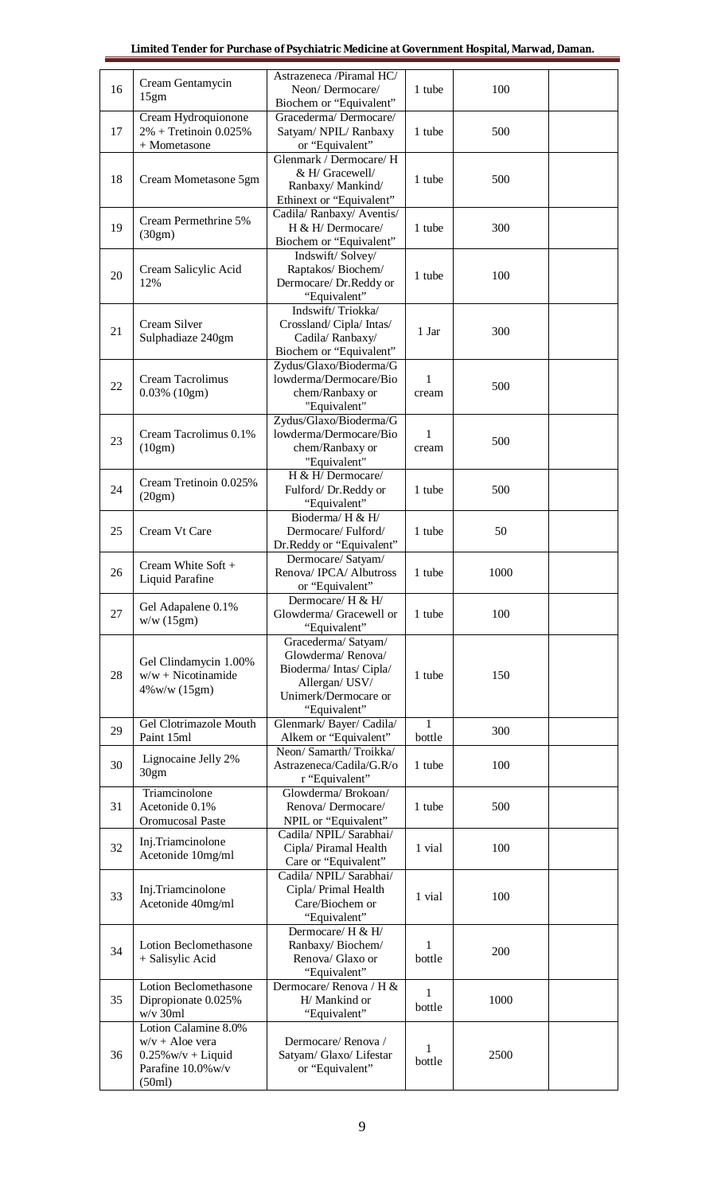| 16 | Cream Gentamycin 15gm | Astrazeneca /Piramal HC/ Neon/ Dermocare/ Biochem or "Equivalent" | 1 tube | 100 | |
|---|---|---|---|---|---|
| 17 | Cream Hydroquionone 2% + Tretinoin 0.025% + Mometasone | Gracederma/ Dermocare/ Satyam/ NPIL/ Ranbaxy or "Equivalent" | 1 tube | 500 | |
| 18 | Cream Mometasone 5gm | Glenmark / Dermocare/ H & H/ Gracewell/ Ranbaxy/ Mankind/ Ethinext or "Equivalent" | 1 tube | 500 | |
| 19 | Cream Permethrine 5% (30gm) | Cadila/ Ranbaxy/ Aventis/ H & H/ Dermocare/ Biochem or "Equivalent" | 1 tube | 300 | |
| 20 | Cream Salicylic Acid 12% | Indswift/ Solvey/ Raptakos/ Biochem/ Dermocare/ Dr.Reddy or "Equivalent" | 1 tube | 100 | |
| 21 | Cream Silver Sulphadiaze 240gm | Indswift/ Triokka/ Crossland/ Cipla/ Intas/ Cadila/ Ranbaxy/ Biochem or "Equivalent" | 1 Jar | 300 | |
| 22 | Cream Tacrolimus 0.03% (10gm) | Zydus/Glaxo/Bioderma/Glowderma/Dermocare/Biochem/Ranbaxy or "Equivalent" | 1 cream | 500 | |
| 23 | Cream Tacrolimus 0.1% (10gm) | Zydus/Glaxo/Bioderma/Glowderma/Dermocare/Biochem/Ranbaxy or "Equivalent" | 1 cream | 500 | |
| 24 | Cream Tretinoin 0.025% (20gm) | H & H/ Dermocare/ Fulford/ Dr.Reddy or "Equivalent" | 1 tube | 500 | |
| 25 | Cream Vt Care | Bioderma/ H & H/ Dermocare/ Fulford/ Dr.Reddy or "Equivalent" | 1 tube | 50 | |
| 26 | Cream White Soft + Liquid Parafine | Dermocare/ Satyam/ Renova/ IPCA/ Albutross or "Equivalent" | 1 tube | 1000 | |
| 27 | Gel Adapalene 0.1% w/w (15gm) | Dermocare/ H & H/ Glowderma/ Gracewell or "Equivalent" | 1 tube | 100 | |
| 28 | Gel Clindamycin 1.00% w/w + Nicotinamide 4%w/w (15gm) | Gracederma/ Satyam/ Glowderma/ Renova/ Bioderma/ Intas/ Cipla/ Allergan/ USV/ Unimerk/Dermocare or "Equivalent" | 1 tube | 150 | |
| 29 | Gel Clotrimazole Mouth Paint 15ml | Glenmark/ Bayer/ Cadila/ Alkem or "Equivalent" | 1 bottle | 300 | |
| 30 | Lignocaine Jelly 2% 30gm | Neon/ Samarth/ Troikka/ Astrazeneca/Cadila/G.R/or "Equivalent" | 1 tube | 100 | |
| 31 | Triamcinolone Acetonide 0.1% Oromucosal Paste | Glowderma/ Brokoan/ Renova/ Dermocare/ NPIL or "Equivalent" | 1 tube | 500 | |
| 32 | Inj.Triamcinolone Acetonide 10mg/ml | Cadila/ NPIL/ Sarabhai/ Cipla/ Piramal Health Care or "Equivalent" | 1 vial | 100 | |
| 33 | Inj.Triamcinolone Acetonide 40mg/ml | Cadila/ NPIL/ Sarabhai/ Cipla/ Primal Health Care/Biochem or "Equivalent" | 1 vial | 100 | |
| 34 | Lotion Beclomethasone + Salisylic Acid | Dermocare/ H & H/ Ranbaxy/ Biochem/ Renova/ Glaxo or "Equivalent" | 1 bottle | 200 | |
| 35 | Lotion Beclomethasone Dipropionate 0.025% w/v 30ml | Dermocare/ Renova / H & H/ Mankind or "Equivalent" | 1 bottle | 1000 | |
| 36 | Lotion Calamine 8.0% w/v + Aloe vera 0.25%w/v + Liquid Parafine 10.0%w/v (50ml) | Dermocare/ Renova / Satyam/ Glaxo/ Lifestar or "Equivalent" | 1 bottle | 2500 | |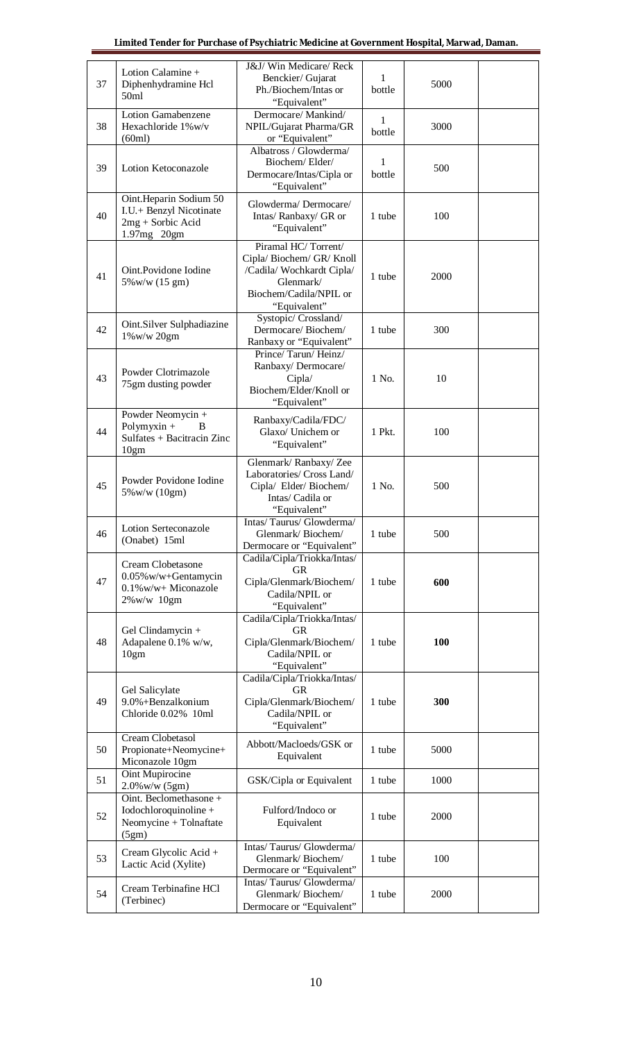| 37 | Lotion Calamine + Diphenhydramine Hcl 50ml | J&J/ Win Medicare/ Reck Benckier/ Gujarat Ph./Biochem/Intas or "Equivalent" | 1 bottle | 5000 | |
|---|---|---|---|---|---|
| 38 | Lotion Gamabenzene Hexachloride 1%w/v (60ml) | Dermocare/ Mankind/ NPIL/Gujarat Pharma/GR or "Equivalent" | 1 bottle | 3000 | |
| 39 | Lotion Ketoconazole | Albatross / Glowderma/ Biochem/ Elder/ Dermocare/Intas/Cipla or "Equivalent" | 1 bottle | 500 | |
| 40 | Oint.Heparin Sodium 50 I.U.+ Benzyl Nicotinate 2mg + Sorbic Acid 1.97mg 20gm | Glowderma/ Dermocare/ Intas/ Ranbaxy/ GR or "Equivalent" | 1 tube | 100 | |
| 41 | Oint.Povidone Iodine 5%w/w (15 gm) | Piramal HC/ Torrent/ Cipla/ Biochem/ GR/ Knoll /Cadila/ Wochkardt Cipla/ Glenmark/ Biochem/Cadila/NPIL or "Equivalent" | 1 tube | 2000 | |
| 42 | Oint.Silver Sulphadiazine 1%w/w 20gm | Systopic/ Crossland/ Dermocare/ Biochem/ Ranbaxy or "Equivalent" | 1 tube | 300 | |
| 43 | Powder Clotrimazole 75gm dusting powder | Prince/ Tarun/ Heinz/ Ranbaxy/ Dermocare/ Cipla/ Biochem/Elder/Knoll or "Equivalent" | 1 No. | 10 | |
| 44 | Powder Neomycin + Polymyxin + B Sulfates + Bacitracin Zinc 10gm | Ranbaxy/Cadila/FDC/ Glaxo/ Unichem or "Equivalent" | 1 Pkt. | 100 | |
| 45 | Powder Povidone Iodine 5%w/w (10gm) | Glenmark/ Ranbaxy/ Zee Laboratories/ Cross Land/ Cipla/ Elder/ Biochem/ Intas/ Cadila or "Equivalent" | 1 No. | 500 | |
| 46 | Lotion Serteconazole (Onabet) 15ml | Intas/ Taurus/ Glowderma/ Glenmark/ Biochem/ Dermocare or "Equivalent" | 1 tube | 500 | |
| 47 | Cream Clobetasone 0.05%w/w+Gentamycin 0.1%w/w+ Miconazole 2%w/w 10gm | Cadila/Cipla/Triokka/Intas/ GR Cipla/Glenmark/Biochem/ Cadila/NPIL or "Equivalent" | 1 tube | **600** | |
| 48 | Gel Clindamycin + Adapalene 0.1% w/w, 10gm | Cadila/Cipla/Triokka/Intas/ GR Cipla/Glenmark/Biochem/ Cadila/NPIL or "Equivalent" | 1 tube | **100** | |
| 49 | Gel Salicylate 9.0%+Benzalkonium Chloride 0.02% 10ml | Cadila/Cipla/Triokka/Intas/ GR Cipla/Glenmark/Biochem/ Cadila/NPIL or "Equivalent" | 1 tube | **300** | |
| 50 | Cream Clobetasol Propionate+Neomycine+ Miconazole 10gm | Abbott/Macloeds/GSK or Equivalent | 1 tube | 5000 | |
| 51 | Oint Mupirocine 2.0%w/w (5gm) | GSK/Cipla or Equivalent | 1 tube | 1000 | |
| 52 | Oint. Beclomethasone + Iodochloroquinoline + Neomycine + Tolnaftate (5gm) | Fulford/Indoco or Equivalent | 1 tube | 2000 | |
| 53 | Cream Glycolic Acid + Lactic Acid (Xylite) | Intas/ Taurus/ Glowderma/ Glenmark/ Biochem/ Dermocare or "Equivalent" | 1 tube | 100 | |
| 54 | Cream Terbinafine HCl (Terbinec) | Intas/ Taurus/ Glowderma/ Glenmark/ Biochem/ Dermocare or "Equivalent" | 1 tube | 2000 | |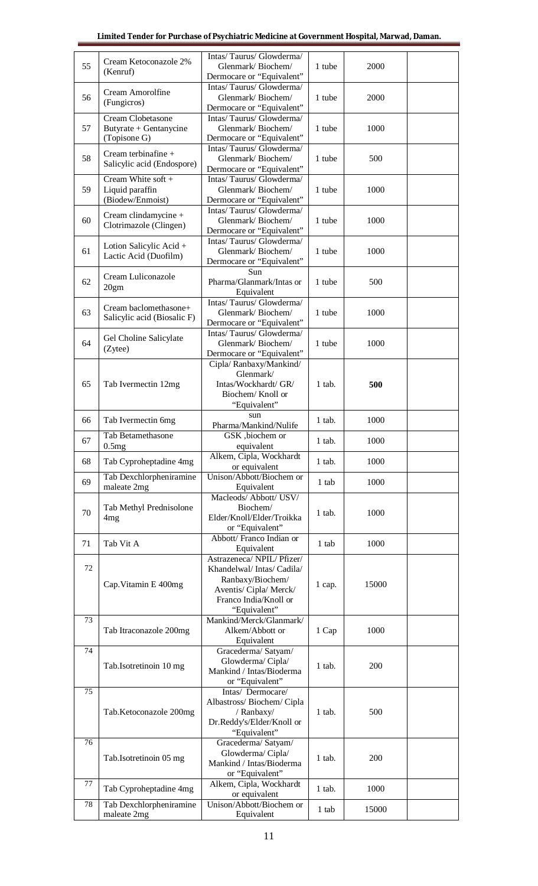| 55 | Cream Ketoconazole 2% (Kenruf) | Intas/ Taurus/ Glowderma/ Glenmark/ Biochem/ Dermocare or "Equivalent" | 1 tube | 2000 | |
|---|---|---|---|---|---|
| 56 | Cream Amorolfine (Fungicros) | Intas/ Taurus/ Glowderma/ Glenmark/ Biochem/ Dermocare or "Equivalent" | 1 tube | 2000 | |
| 57 | Cream Clobetasone Butyrate + Gentanycine (Topisone G) | Intas/ Taurus/ Glowderma/ Glenmark/ Biochem/ Dermocare or "Equivalent" | 1 tube | 1000 | |
| 58 | Cream terbinafine + Salicylic acid (Endospore) | Intas/ Taurus/ Glowderma/ Glenmark/ Biochem/ Dermocare or "Equivalent" | 1 tube | 500 | |
| 59 | Cream White soft + Liquid paraffin (Biodew/Enmoist) | Intas/ Taurus/ Glowderma/ Glenmark/ Biochem/ Dermocare or "Equivalent" | 1 tube | 1000 | |
| 60 | Cream clindamycine + Clotrimazole (Clingen) | Intas/ Taurus/ Glowderma/ Glenmark/ Biochem/ Dermocare or "Equivalent" | 1 tube | 1000 | |
| 61 | Lotion Salicylic Acid + Lactic Acid (Duofilm) | Intas/ Taurus/ Glowderma/ Glenmark/ Biochem/ Dermocare or "Equivalent" | 1 tube | 1000 | |
| 62 | Cream Luliconazole 20gm | Sun Pharma/Glanmark/Intas or Equivalent | 1 tube | 500 | |
| 63 | Cream baclomethasone+ Salicylic acid (Biosalic F) | Intas/ Taurus/ Glowderma/ Glenmark/ Biochem/ Dermocare or "Equivalent" | 1 tube | 1000 | |
| 64 | Gel Choline Salicylate (Zytee) | Intas/ Taurus/ Glowderma/ Glenmark/ Biochem/ Dermocare or "Equivalent" | 1 tube | 1000 | |
| 65 | Tab Ivermectin 12mg | Cipla/ Ranbaxy/Mankind/ Glenmark/ Intas/Wockhardt/ GR/ Biochem/ Knoll or "Equivalent" | 1 tab. | **500** | |
| 66 | Tab Ivermectin 6mg | sun Pharma/Mankind/Nulife | 1 tab. | 1000 | |
| 67 | Tab Betamethasone 0.5mg | GSK ,biochem or equivalent | 1 tab. | 1000 | |
| 68 | Tab Cyproheptadine 4mg | Alkem, Cipla, Wockhardt or equivalent | 1 tab. | 1000 | |
| 69 | Tab Dexchlorpheniramine maleate 2mg | Unison/Abbott/Biochem or Equivalent | 1 tab | 1000 | |
| 70 | Tab Methyl Prednisolone 4mg | Macleods/ Abbott/ USV/ Biochem/ Elder/Knoll/Elder/Troikka or "Equivalent" | 1 tab. | 1000 | |
| 71 | Tab Vit A | Abbott/ Franco Indian or Equivalent | 1 tab | 1000 | |
| 72 | Cap.Vitamin E 400mg | Astrazeneca/ NPIL/ Pfizer/ Khandelwal/ Intas/ Cadila/ Ranbaxy/Biochem/ Aventis/ Cipla/ Merck/ Franco India/Knoll or "Equivalent" | 1 cap. | 15000 | |
| 73 | Tab Itraconazole 200mg | Mankind/Merck/Glanmark/ Alkem/Abbott or Equivalent | 1 Cap | 1000 | |
| 74 | Tab.Isotretinoin 10 mg | Gracederma/ Satyam/ Glowderma/ Cipla/ Mankind / Intas/Bioderma or "Equivalent" | 1 tab. | 200 | |
| 75 | Tab.Ketoconazole 200mg | Intas/ Dermocare/ Albastross/ Biochem/ Cipla / Ranbaxy/ Dr.Reddy's/Elder/Knoll or "Equivalent" | 1 tab. | 500 | |
| 76 | Tab.Isotretinoin 05 mg | Gracederma/ Satyam/ Glowderma/ Cipla/ Mankind / Intas/Bioderma or "Equivalent" | 1 tab. | 200 | |
| 77 | Tab Cyproheptadine 4mg | Alkem, Cipla, Wockhardt or equivalent | 1 tab. | 1000 | |
| 78 | Tab Dexchlorpheniramine maleate 2mg | Unison/Abbott/Biochem or Equivalent | 1 tab | 15000 | |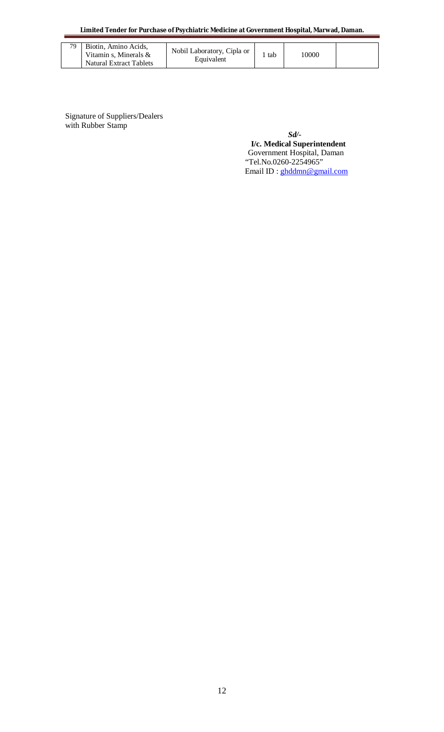| 79 | Biotin, Amino Acids, Vitamin s, Minerals & Natural Extract Tablets | Nobil Laboratory, Cipla or Equivalent | 1 tab | 10000 | |
|---|---|---|---|---|---|

Signature of Suppliers/Dealers with Rubber Stamp

*Sd/-*
**I/c. Medical Superintendent**
Government Hospital, Daman
"Tel.No.0260-2254965"
Email ID : ghddmn@gmail.com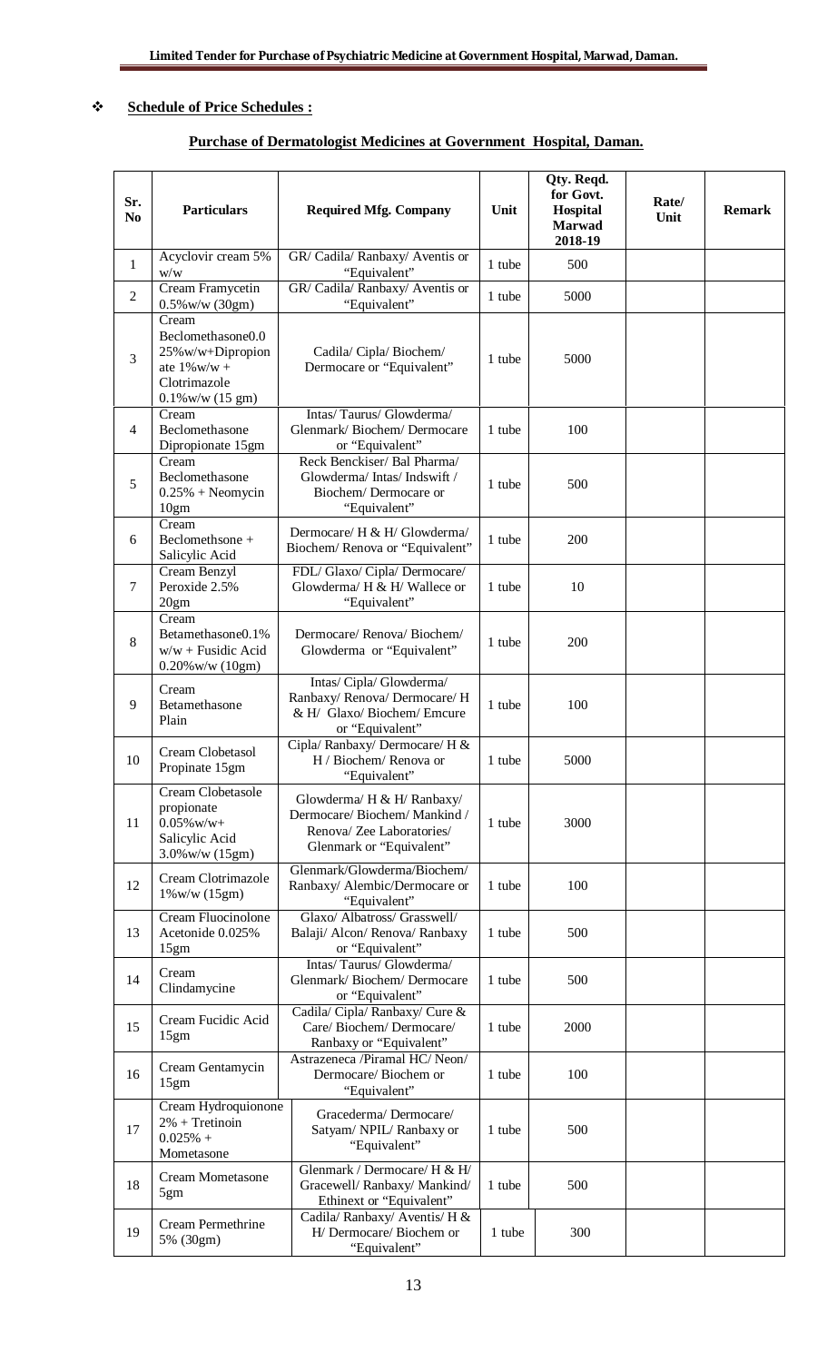- **Schedule of Price Schedules :**

## Purchase of Dermatologist Medicines at Government Hospital, Daman.

| Sr. No | Particulars | Required Mfg. Company | Unit | Qty. Reqd. for Govt. Hospital Marwad 2018-19 | Rate/ Unit | Remark |
|---|---|---|---|---|---|---|
| 1 | Acyclovir cream 5% w/w | GR/ Cadila/ Ranbaxy/ Aventis or "Equivalent" | 1 tube | 500 | | |
| 2 | Cream Framycetin 0.5%w/w (30gm) | GR/ Cadila/ Ranbaxy/ Aventis or "Equivalent" | 1 tube | 5000 | | |
| 3 | Cream Beclomethasone0.025%w/w+Dipropionate 1%w/w + Clotrimazole 0.1%w/w (15 gm) | Cadila/ Cipla/ Biochem/ Dermocare or "Equivalent" | 1 tube | 5000 | | |
| 4 | Cream Beclomethasone Dipropionate 15gm | Intas/ Taurus/ Glowderma/ Glenmark/ Biochem/ Dermocare or "Equivalent" | 1 tube | 100 | | |
| 5 | Cream Beclomethasone 0.25% + Neomycin 10gm | Reck Benckiser/ Bal Pharma/ Glowderma/ Intas/ Indswift / Biochem/ Dermocare or "Equivalent" | 1 tube | 500 | | |
| 6 | Cream Beclomethsone + Salicylic Acid | Dermocare/ H & H/ Glowderma/ Biochem/ Renova or "Equivalent" | 1 tube | 200 | | |
| 7 | Cream Benzyl Peroxide 2.5% 20gm | FDL/ Glaxo/ Cipla/ Dermocare/ Glowderma/ H & H/ Wallece or "Equivalent" | 1 tube | 10 | | |
| 8 | Cream Betamethasone0.1% w/w + Fusidic Acid 0.20%w/w (10gm) | Dermocare/ Renova/ Biochem/ Glowderma or "Equivalent" | 1 tube | 200 | | |
| 9 | Cream Betamethasone Plain | Intas/ Cipla/ Glowderma/ Ranbaxy/ Renova/ Dermocare/ H & H/ Glaxo/ Biochem/ Emcure or "Equivalent" | 1 tube | 100 | | |
| 10 | Cream Clobetasol Propinate 15gm | Cipla/ Ranbaxy/ Dermocare/ H & H / Biochem/ Renova or "Equivalent" | 1 tube | 5000 | | |
| 11 | Cream Clobetasole propionate 0.05%w/w+ Salicylic Acid 3.0%w/w (15gm) | Glowderma/ H & H/ Ranbaxy/ Dermocare/ Biochem/ Mankind / Renova/ Zee Laboratories/ Glenmark or "Equivalent" | 1 tube | 3000 | | |
| 12 | Cream Clotrimazole 1%w/w (15gm) | Glenmark/Glowderma/Biochem/ Ranbaxy/ Alembic/Dermocare or "Equivalent" | 1 tube | 100 | | |
| 13 | Cream Fluocinolone Acetonide 0.025% 15gm | Glaxo/ Albatross/ Grasswell/ Balaji/ Alcon/ Renova/ Ranbaxy or "Equivalent" | 1 tube | 500 | | |
| 14 | Cream Clindamycine | Intas/ Taurus/ Glowderma/ Glenmark/ Biochem/ Dermocare or "Equivalent" | 1 tube | 500 | | |
| 15 | Cream Fucidic Acid 15gm | Cadila/ Cipla/ Ranbaxy/ Cure & Care/ Biochem/ Dermocare/ Ranbaxy or "Equivalent" | 1 tube | 2000 | | |
| 16 | Cream Gentamycin 15gm | Astrazeneca /Piramal HC/ Neon/ Dermocare/ Biochem or "Equivalent" | 1 tube | 100 | | |
| 17 | Cream Hydroquionone 2% + Tretinoin 0.025% + Mometasone | Gracederma/ Dermocare/ Satyam/ NPIL/ Ranbaxy or "Equivalent" | 1 tube | 500 | | |
| 18 | Cream Mometasone 5gm | Glenmark / Dermocare/ H & H/ Gracewell/ Ranbaxy/ Mankind/ Ethinext or "Equivalent" | 1 tube | 500 | | |
| 19 | Cream Permethrine 5% (30gm) | Cadila/ Ranbaxy/ Aventis/ H & H/ Dermocare/ Biochem or "Equivalent" | 1 tube | 300 | | |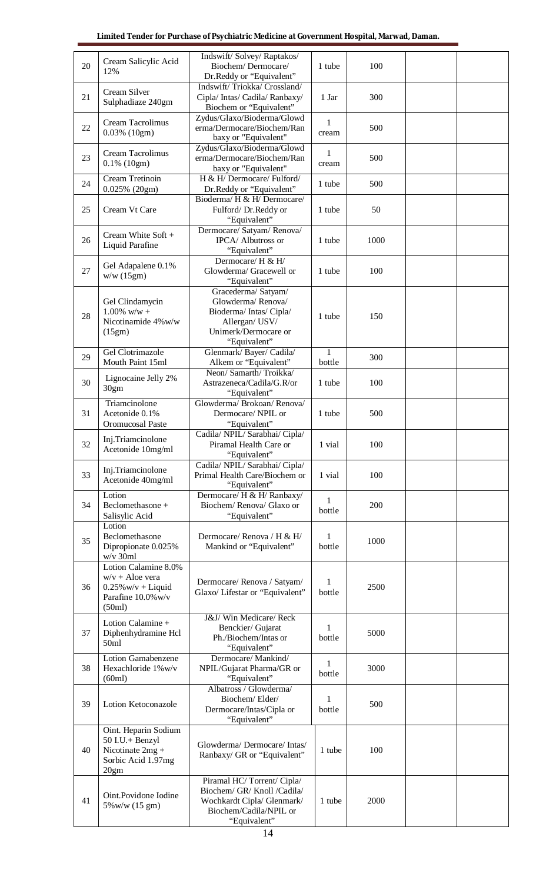| 20 | Cream Salicylic Acid 12% | Indswift/ Solvey/ Raptakos/ Biochem/ Dermocare/ Dr.Reddy or "Equivalent" | 1 tube | 100 | | |
|---|---|---|---|---|---|---|
| 21 | Cream Silver Sulphadiaze 240gm | Indswift/ Triokka/ Crossland/ Cipla/ Intas/ Cadila/ Ranbaxy/ Biochem or "Equivalent" | 1 Jar | 300 | | |
| 22 | Cream Tacrolimus 0.03% (10gm) | Zydus/Glaxo/Bioderma/Glowderma/Dermocare/Biochem/Ranbaxy or "Equivalent" | 1 cream | 500 | | |
| 23 | Cream Tacrolimus 0.1% (10gm) | Zydus/Glaxo/Bioderma/Glowderma/Dermocare/Biochem/Ranbaxy or "Equivalent" | 1 cream | 500 | | |
| 24 | Cream Tretinoin 0.025% (20gm) | H & H/ Dermocare/ Fulford/ Dr.Reddy or "Equivalent" | 1 tube | 500 | | |
| 25 | Cream Vt Care | Bioderma/ H & H/ Dermocare/ Fulford/ Dr.Reddy or "Equivalent" | 1 tube | 50 | | |
| 26 | Cream White Soft + Liquid Parafine | Dermocare/ Satyam/ Renova/ IPCA/ Albutross or "Equivalent" | 1 tube | 1000 | | |
| 27 | Gel Adapalene 0.1% w/w (15gm) | Dermocare/ H & H/ Glowderma/ Gracewell or "Equivalent" | 1 tube | 100 | | |
| 28 | Gel Clindamycin 1.00% w/w + Nicotinamide 4%w/w (15gm) | Gracederma/ Satyam/ Glowderma/ Renova/ Bioderma/ Intas/ Cipla/ Allergan/ USV/ Unimerk/Dermocare or "Equivalent" | 1 tube | 150 | | |
| 29 | Gel Clotrimazole Mouth Paint 15ml | Glenmark/ Bayer/ Cadila/ Alkem or "Equivalent" | 1 bottle | 300 | | |
| 30 | Lignocaine Jelly 2% 30gm | Neon/ Samarth/ Troikka/ Astrazeneca/Cadila/G.R/or "Equivalent" | 1 tube | 100 | | |
| 31 | Triamcinolone Acetonide 0.1% Oromucosal Paste | Glowderma/ Brokoan/ Renova/ Dermocare/ NPIL or "Equivalent" | 1 tube | 500 | | |
| 32 | Inj.Triamcinolone Acetonide 10mg/ml | Cadila/ NPIL/ Sarabhai/ Cipla/ Piramal Health Care or "Equivalent" | 1 vial | 100 | | |
| 33 | Inj.Triamcinolone Acetonide 40mg/ml | Cadila/ NPIL/ Sarabhai/ Cipla/ Primal Health Care/Biochem or "Equivalent" | 1 vial | 100 | | |
| 34 | Lotion Beclomethasone + Salisylic Acid | Dermocare/ H & H/ Ranbaxy/ Biochem/ Renova/ Glaxo or "Equivalent" | 1 bottle | 200 | | |
| 35 | Lotion Beclomethasone Dipropionate 0.025% w/v 30ml | Dermocare/ Renova / H & H/ Mankind or "Equivalent" | 1 bottle | 1000 | | |
| 36 | Lotion Calamine 8.0% w/v + Aloe vera 0.25%w/v + Liquid Parafine 10.0%w/v (50ml) | Dermocare/ Renova / Satyam/ Glaxo/ Lifestar or "Equivalent" | 1 bottle | 2500 | | |
| 37 | Lotion Calamine + Diphenhydramine Hcl 50ml | J&J/ Win Medicare/ Reck Benckier/ Gujarat Ph./Biochem/Intas or "Equivalent" | 1 bottle | 5000 | | |
| 38 | Lotion Gamabenzene Hexachloride 1%w/v (60ml) | Dermocare/ Mankind/ NPIL/Gujarat Pharma/GR or "Equivalent" | 1 bottle | 3000 | | |
| 39 | Lotion Ketoconazole | Albatross / Glowderma/ Biochem/ Elder/ Dermocare/Intas/Cipla or "Equivalent" | 1 bottle | 500 | | |
| 40 | Oint. Heparin Sodium 50 I.U.+ Benzyl Nicotinate 2mg + Sorbic Acid 1.97mg 20gm | Glowderma/ Dermocare/ Intas/ Ranbaxy/ GR or "Equivalent" | 1 tube | 100 | | |
| 41 | Oint.Povidone Iodine 5%w/w (15 gm) | Piramal HC/ Torrent/ Cipla/ Biochem/ GR/ Knoll /Cadila/ Wochkardt Cipla/ Glenmark/ Biochem/Cadila/NPIL or "Equivalent" | 1 tube | 2000 | | |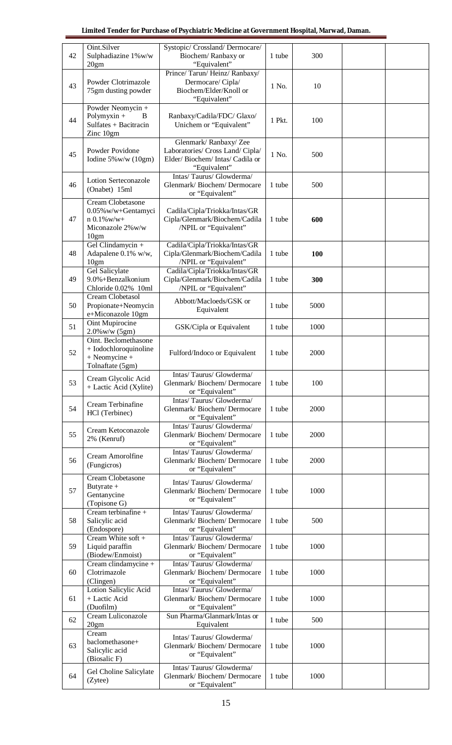| 42 | Oint.Silver Sulphadiazine 1%w/w 20gm | Systopic/ Crossland/ Dermocare/ Biochem/ Ranbaxy or "Equivalent" | 1 tube | 300 | | |
|---|---|---|---|---|---|---|
| 43 | Powder Clotrimazole 75gm dusting powder | Prince/ Tarun/ Heinz/ Ranbaxy/ Dermocare/ Cipla/ Biochem/Elder/Knoll or "Equivalent" | 1 No. | 10 | | |
| 44 | Powder Neomycin + Polymyxin + B Sulfates + Bacitracin Zinc 10gm | Ranbaxy/Cadila/FDC/ Glaxo/ Unichem or "Equivalent" | 1 Pkt. | 100 | | |
| 45 | Powder Povidone Iodine 5%w/w (10gm) | Glenmark/ Ranbaxy/ Zee Laboratories/ Cross Land/ Cipla/ Elder/ Biochem/ Intas/ Cadila or "Equivalent" | 1 No. | 500 | | |
| 46 | Lotion Serteconazole (Onabet) 15ml | Intas/ Taurus/ Glowderma/ Glenmark/ Biochem/ Dermocare or "Equivalent" | 1 tube | 500 | | |
| 47 | Cream Clobetasone 0.05%w/w+Gentamycin 0.1%w/w+ Miconazole 2%w/w 10gm | Cadila/Cipla/Triokka/Intas/GR Cipla/Glenmark/Biochem/Cadila /NPIL or "Equivalent" | 1 tube | **600** | | |
| 48 | Gel Clindamycin + Adapalene 0.1% w/w, 10gm | Cadila/Cipla/Triokka/Intas/GR Cipla/Glenmark/Biochem/Cadila /NPIL or "Equivalent" | 1 tube | **100** | | |
| 49 | Gel Salicylate 9.0%+Benzalkonium Chloride 0.02% 10ml | Cadila/Cipla/Triokka/Intas/GR Cipla/Glenmark/Biochem/Cadila /NPIL or "Equivalent" | 1 tube | **300** | | |
| 50 | Cream Clobetasol Propionate+Neomycin e+Miconazole 10gm | Abbott/Macloeds/GSK or Equivalent | 1 tube | 5000 | | |
| 51 | Oint Mupirocine 2.0%w/w (5gm) | GSK/Cipla or Equivalent | 1 tube | 1000 | | |
| 52 | Oint. Beclomethasone + Iodochloroquinoline + Neomycine + Tolnaftate (5gm) | Fulford/Indoco or Equivalent | 1 tube | 2000 | | |
| 53 | Cream Glycolic Acid + Lactic Acid (Xylite) | Intas/ Taurus/ Glowderma/ Glenmark/ Biochem/ Dermocare or "Equivalent" | 1 tube | 100 | | |
| 54 | Cream Terbinafine HCl (Terbinec) | Intas/ Taurus/ Glowderma/ Glenmark/ Biochem/ Dermocare or "Equivalent" | 1 tube | 2000 | | |
| 55 | Cream Ketoconazole 2% (Kenruf) | Intas/ Taurus/ Glowderma/ Glenmark/ Biochem/ Dermocare or "Equivalent" | 1 tube | 2000 | | |
| 56 | Cream Amorolfine (Fungicros) | Intas/ Taurus/ Glowderma/ Glenmark/ Biochem/ Dermocare or "Equivalent" | 1 tube | 2000 | | |
| 57 | Cream Clobetasone Butyrate + Gentanycine (Topisone G) | Intas/ Taurus/ Glowderma/ Glenmark/ Biochem/ Dermocare or "Equivalent" | 1 tube | 1000 | | |
| 58 | Cream terbinafine + Salicylic acid (Endospore) | Intas/ Taurus/ Glowderma/ Glenmark/ Biochem/ Dermocare or "Equivalent" | 1 tube | 500 | | |
| 59 | Cream White soft + Liquid paraffin (Biodew/Enmoist) | Intas/ Taurus/ Glowderma/ Glenmark/ Biochem/ Dermocare or "Equivalent" | 1 tube | 1000 | | |
| 60 | Cream clindamycine + Clotrimazole (Clingen) | Intas/ Taurus/ Glowderma/ Glenmark/ Biochem/ Dermocare or "Equivalent" | 1 tube | 1000 | | |
| 61 | Lotion Salicylic Acid + Lactic Acid (Duofilm) | Intas/ Taurus/ Glowderma/ Glenmark/ Biochem/ Dermocare or "Equivalent" | 1 tube | 1000 | | |
| 62 | Cream Luliconazole 20gm | Sun Pharma/Glanmark/Intas or Equivalent | 1 tube | 500 | | |
| 63 | Cream baclomethasone+ Salicylic acid (Biosalic F) | Intas/ Taurus/ Glowderma/ Glenmark/ Biochem/ Dermocare or "Equivalent" | 1 tube | 1000 | | |
| 64 | Gel Choline Salicylate (Zytee) | Intas/ Taurus/ Glowderma/ Glenmark/ Biochem/ Dermocare or "Equivalent" | 1 tube | 1000 | | |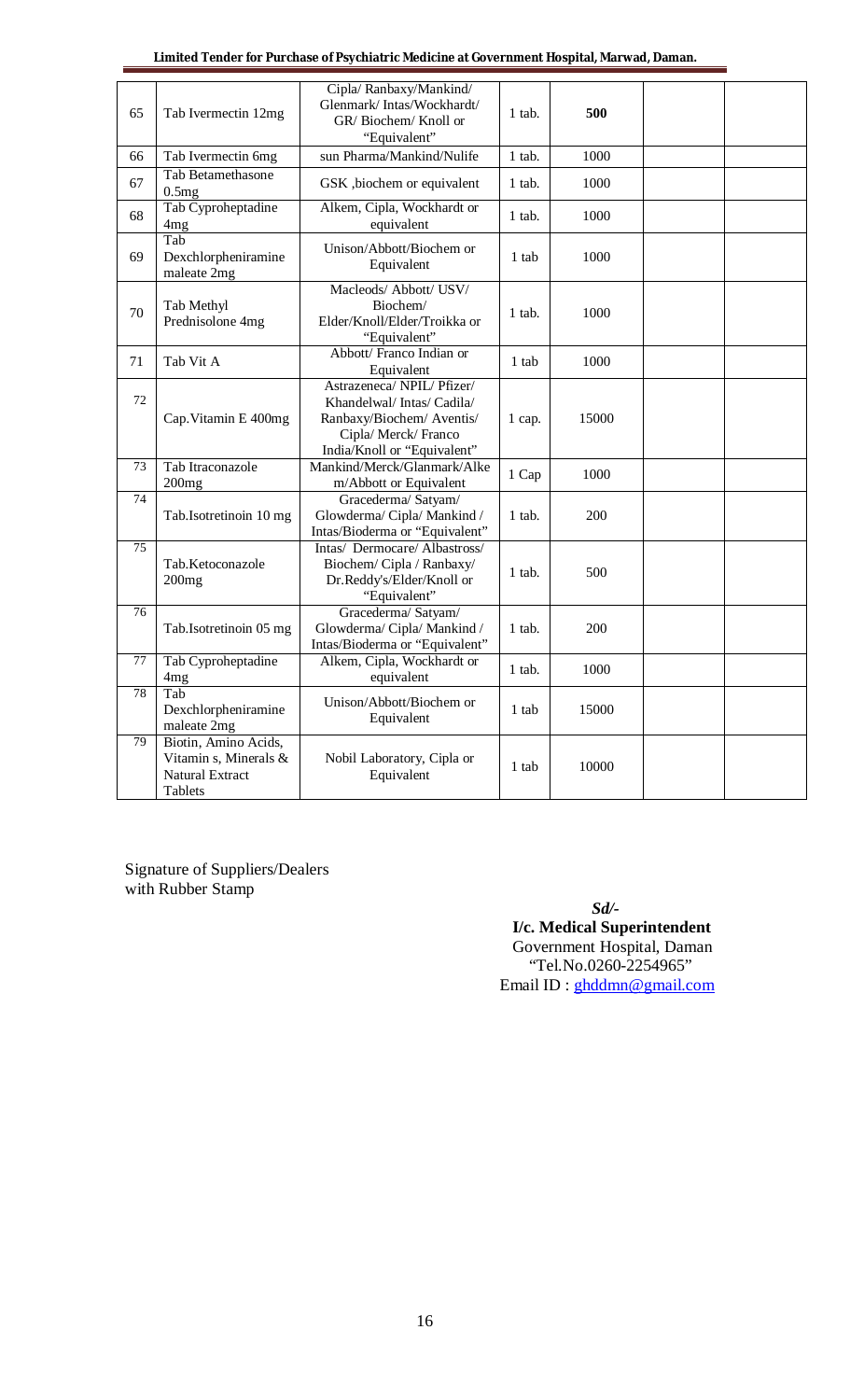| | | | | | | |
|---|---|---|---|---|---|---|
| 65 | Tab Ivermectin 12mg | Cipla/ Ranbaxy/Mankind/ Glenmark/ Intas/Wockhardt/ GR/ Biochem/ Knoll or "Equivalent" | 1 tab. | **500** | | |
| 66 | Tab Ivermectin 6mg | sun Pharma/Mankind/Nulife | 1 tab. | 1000 | | |
| 67 | Tab Betamethasone 0.5mg | GSK ,biochem or equivalent | 1 tab. | 1000 | | |
| 68 | Tab Cyproheptadine 4mg | Alkem, Cipla, Wockhardt or equivalent | 1 tab. | 1000 | | |
| 69 | Tab Dexchlorpheniramine maleate 2mg | Unison/Abbott/Biochem or Equivalent | 1 tab | 1000 | | |
| 70 | Tab Methyl Prednisolone 4mg | Macleods/ Abbott/ USV/ Biochem/ Elder/Knoll/Elder/Troikka or "Equivalent" | 1 tab. | 1000 | | |
| 71 | Tab Vit A | Abbott/ Franco Indian or Equivalent | 1 tab | 1000 | | |
| 72 | Cap.Vitamin E 400mg | Astrazeneca/ NPIL/ Pfizer/ Khandelwal/ Intas/ Cadila/ Ranbaxy/Biochem/ Aventis/ Cipla/ Merck/ Franco India/Knoll or "Equivalent" | 1 cap. | 15000 | | |
| 73 | Tab Itraconazole 200mg | Mankind/Merck/Glanmark/Alkem/Abbott or Equivalent | 1 Cap | 1000 | | |
| 74 | Tab.Isotretinoin 10 mg | Gracederma/ Satyam/ Glowderma/ Cipla/ Mankind / Intas/Bioderma or "Equivalent" | 1 tab. | 200 | | |
| 75 | Tab.Ketoconazole 200mg | Intas/ Dermocare/ Albastross/ Biochem/ Cipla / Ranbaxy/ Dr.Reddy's/Elder/Knoll or "Equivalent" | 1 tab. | 500 | | |
| 76 | Tab.Isotretinoin 05 mg | Gracederma/ Satyam/ Glowderma/ Cipla/ Mankind / Intas/Bioderma or "Equivalent" | 1 tab. | 200 | | |
| 77 | Tab Cyproheptadine 4mg | Alkem, Cipla, Wockhardt or equivalent | 1 tab. | 1000 | | |
| 78 | Tab Dexchlorpheniramine maleate 2mg | Unison/Abbott/Biochem or Equivalent | 1 tab | 15000 | | |
| 79 | Biotin, Amino Acids, Vitamin s, Minerals & Natural Extract Tablets | Nobil Laboratory, Cipla or Equivalent | 1 tab | 10000 | | |

Signature of Suppliers/Dealers
with Rubber Stamp

***Sd/-***
**I/c. Medical Superintendent**
Government Hospital, Daman
"Tel.No.0260-2254965"
Email ID : ghddmn@gmail.com